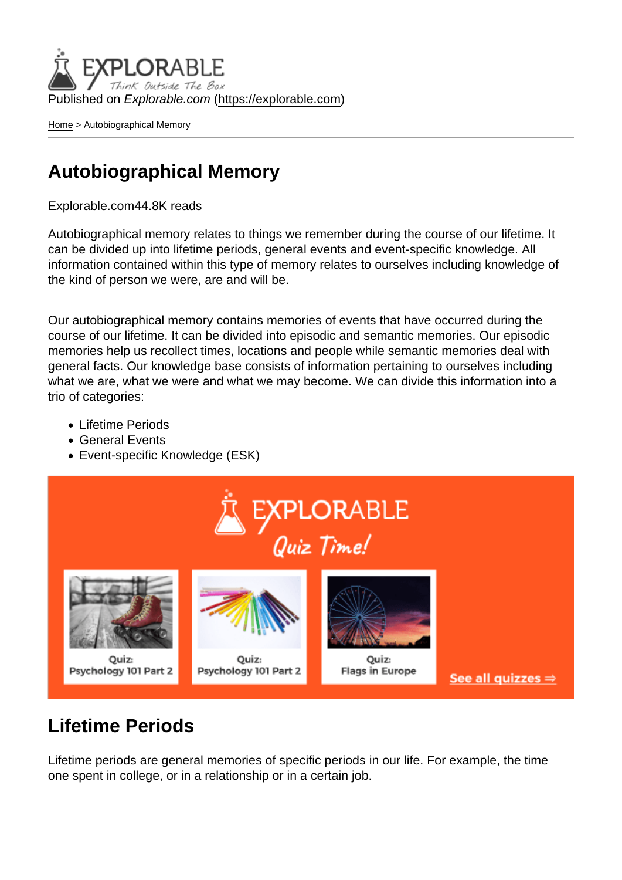Published on *Explorable.com* (https://explorable.com)

Home > Autobiographical Memory

# Autobiographical Memory

Explorable.com44.8K reads

Autobiographical memory relates to things we remember during the course of our lifetime. It can be divided up into lifetime periods, general events and event-specific knowledge. All information contained within this type of memory relates to ourselves including knowledge of the kind of person we were, are and will be.

Our autobiographical memory contains memories of events that have occurred during the course of our lifetime. It can be divided into episodic and semantic memories. Our episodic memories help us recollect times, locations and people while semantic memories deal with general facts. Our knowledge base consists of information pertaining to ourselves including what we are, what we were and what we may become. We can divide this information into a trio of categories:

- Lifetime Periods
- General Events
- Event-specific Knowledge (ESK)

## Lifetime Periods

Lifetime periods are general memories of specific periods in our life. For example, the time one spent in college, or in a relationship or in a certain job.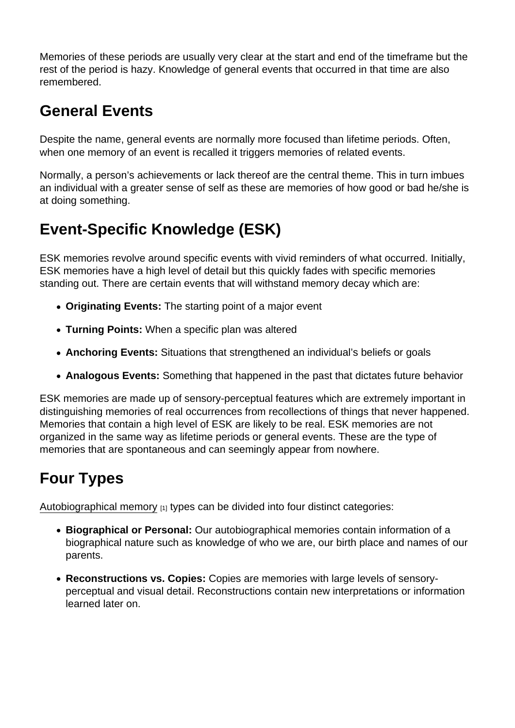Memories of these periods are usually very clear at the start and end of the timeframe but the rest of the period is hazy. Knowledge of general events that occurred in that time are also remembered.

## General Events

Despite the name, general events are normally more focused than lifetime periods. Often, when one memory of an event is recalled it triggers memories of related events.

Normally, a person's achievements or lack thereof are the central theme. This in turn imbues an individual with a greater sense of self as these are memories of how good or bad he/she is at doing something.

## Event-Specific Knowledge (ESK)

ESK memories revolve around specific events with vivid reminders of what occurred. Initially, ESK memories have a high level of detail but this quickly fades with specific memories standing out. There are certain events that will withstand memory decay which are:

- **Originating Events:** The starting point of a major event
- **Turning Points:** When a specific plan was altered
- **Anchoring Events:** Situations that strengthened an individual's beliefs or goals
- **Analogous Events:** Something that happened in the past that dictates future behavior

ESK memories are made up of sensory-perceptual features which are extremely important in distinguishing memories of real occurrences from recollections of things that never happened. Memories that contain a high level of ESK are likely to be real. ESK memories are not organized in the same way as lifetime periods or general events. These are the type of memories that are spontaneous and can seemingly appear from nowhere.

## Four Types

Autobiographical memory [1] types can be divided into four distinct categories:

- **Biographical or Personal:** Our autobiographical memories contain information of a biographical nature such as knowledge of who we are, our birth place and names of our parents.
- **Reconstructions vs. Copies:** Copies are memories with large levels of sensory-perceptual and visual detail. Reconstructions contain new interpretations or information learned later on.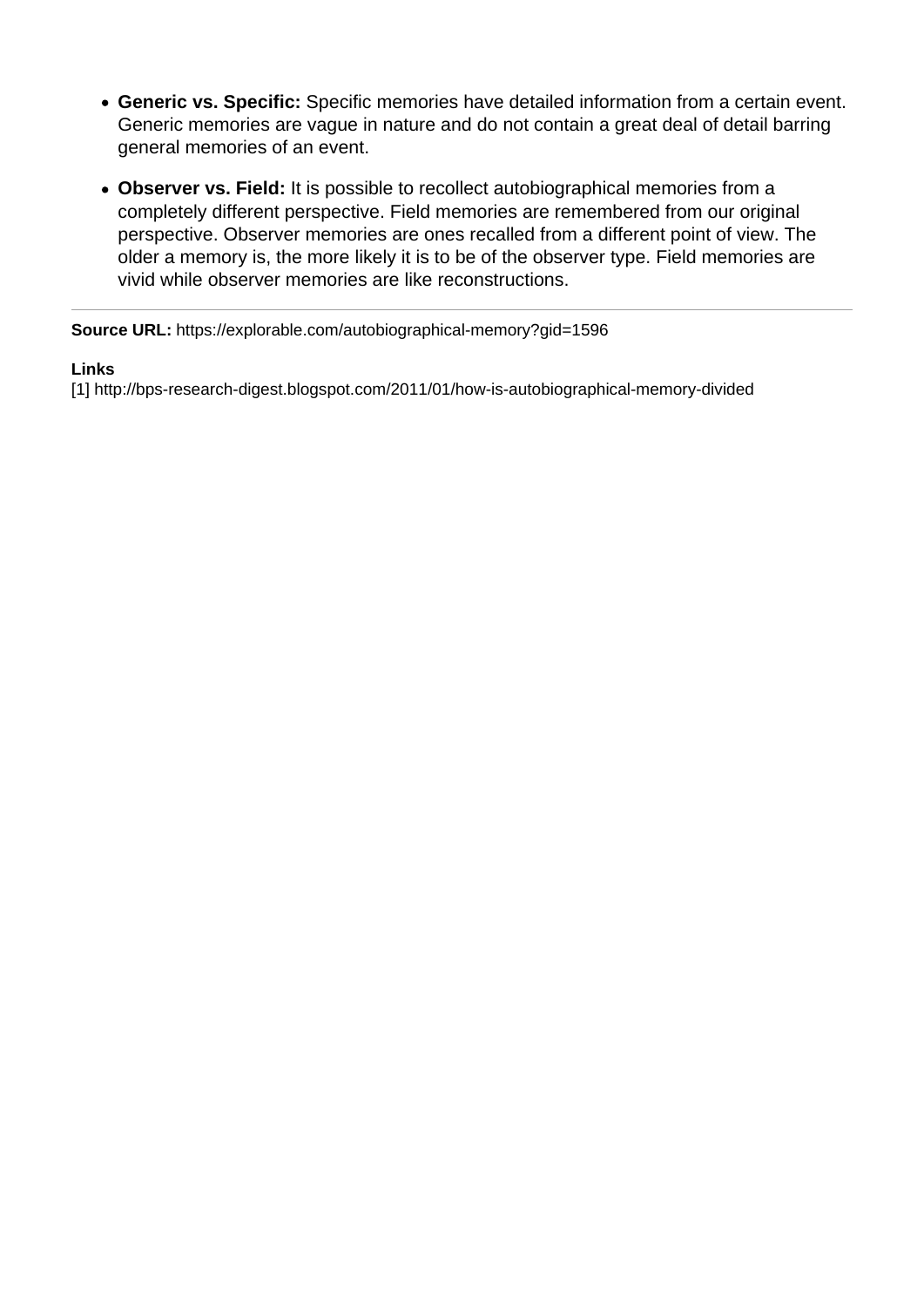- **Generic vs. Specific:** Specific memories have detailed information from a certain event. Generic memories are vague in nature and do not contain a great deal of detail barring general memories of an event.
- **Observer vs. Field:** It is possible to recollect autobiographical memories from a completely different perspective. Field memories are remembered from our original perspective. Observer memories are ones recalled from a different point of view. The older a memory is, the more likely it is to be of the observer type. Field memories are vivid while observer memories are like reconstructions.

---

**Source URL:** https://explorable.com/autobiographical-memory?gid=1596

**Links**
[1] http://bps-research-digest.blogspot.com/2011/01/how-is-autobiographical-memory-divided